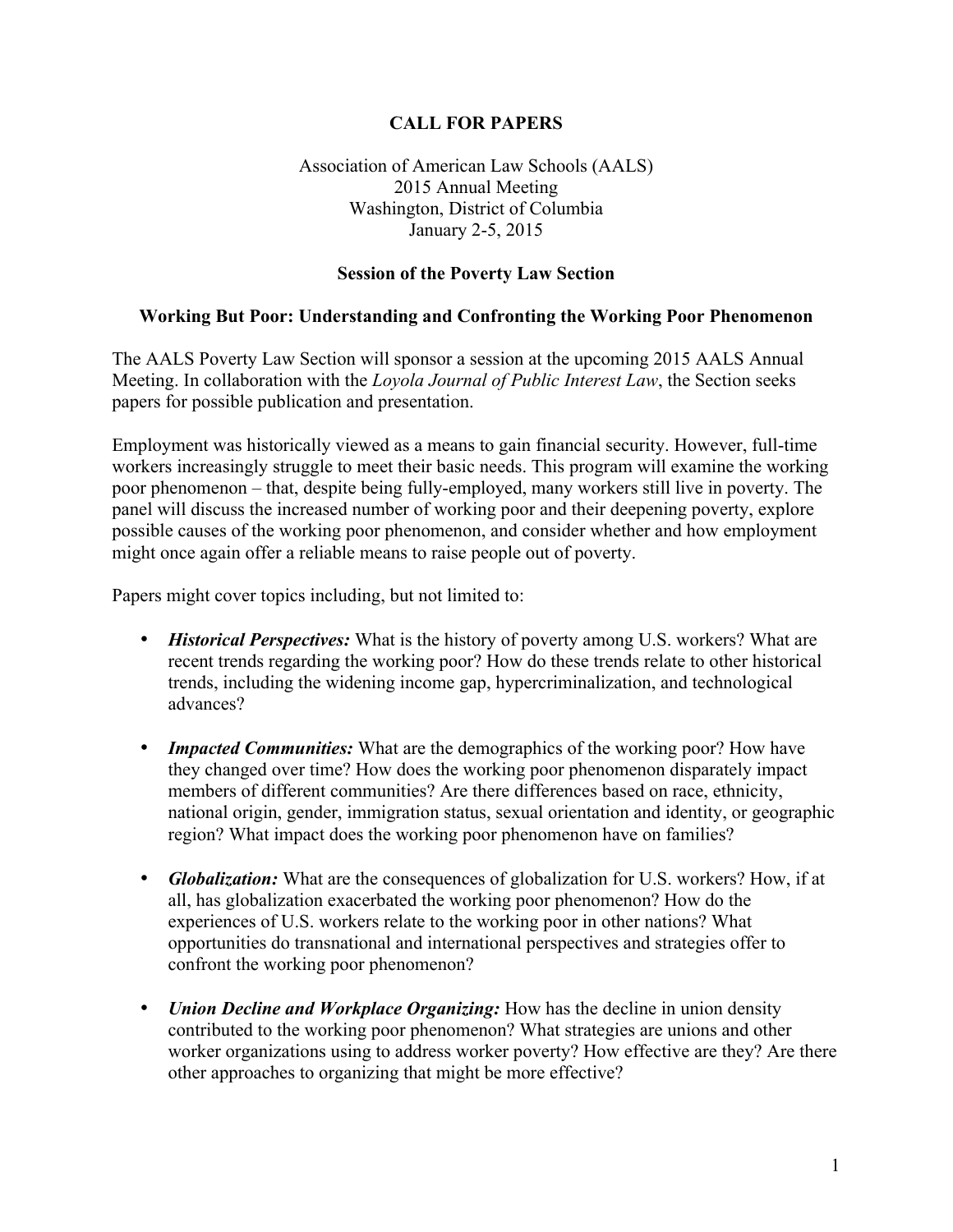# CALL FOR PAPERS

Association of American Law Schools (AALS)
2015 Annual Meeting
Washington, District of Columbia
January 2-5, 2015

## Session of the Poverty Law Section

### Working But Poor: Understanding and Confronting the Working Poor Phenomenon

The AALS Poverty Law Section will sponsor a session at the upcoming 2015 AALS Annual Meeting. In collaboration with the *Loyola Journal of Public Interest Law*, the Section seeks papers for possible publication and presentation.

Employment was historically viewed as a means to gain financial security. However, full-time workers increasingly struggle to meet their basic needs. This program will examine the working poor phenomenon – that, despite being fully-employed, many workers still live in poverty. The panel will discuss the increased number of working poor and their deepening poverty, explore possible causes of the working poor phenomenon, and consider whether and how employment might once again offer a reliable means to raise people out of poverty.

Papers might cover topics including, but not limited to:

- ***Historical Perspectives:*** What is the history of poverty among U.S. workers? What are recent trends regarding the working poor? How do these trends relate to other historical trends, including the widening income gap, hypercriminalization, and technological advances?

- ***Impacted Communities:*** What are the demographics of the working poor? How have they changed over time? How does the working poor phenomenon disparately impact members of different communities? Are there differences based on race, ethnicity, national origin, gender, immigration status, sexual orientation and identity, or geographic region? What impact does the working poor phenomenon have on families?

- ***Globalization:*** What are the consequences of globalization for U.S. workers? How, if at all, has globalization exacerbated the working poor phenomenon? How do the experiences of U.S. workers relate to the working poor in other nations? What opportunities do transnational and international perspectives and strategies offer to confront the working poor phenomenon?

- ***Union Decline and Workplace Organizing:*** How has the decline in union density contributed to the working poor phenomenon? What strategies are unions and other worker organizations using to address worker poverty? How effective are they? Are there other approaches to organizing that might be more effective?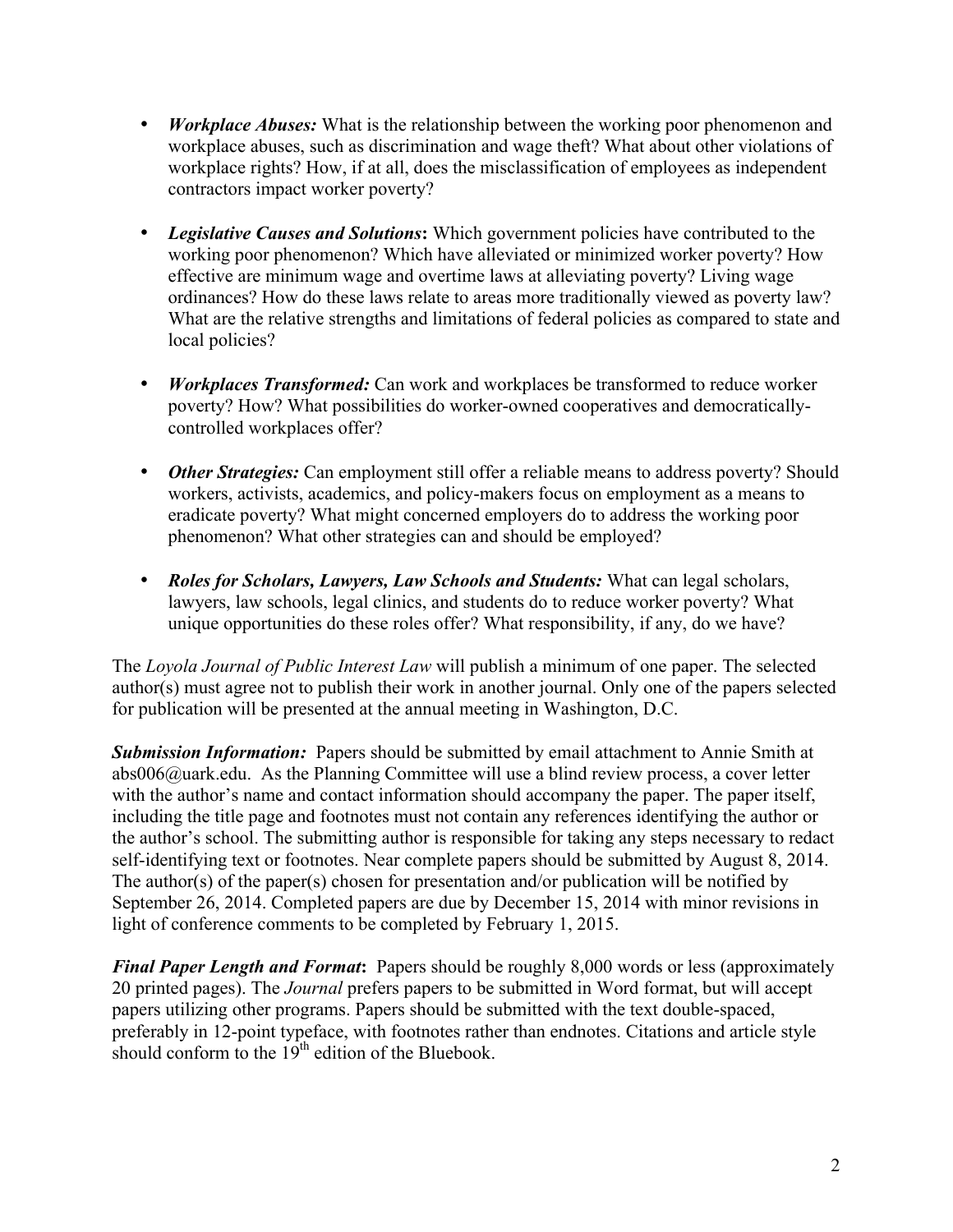- ***Workplace Abuses:*** What is the relationship between the working poor phenomenon and workplace abuses, such as discrimination and wage theft? What about other violations of workplace rights? How, if at all, does the misclassification of employees as independent contractors impact worker poverty?

- ***Legislative Causes and Solutions*****:** Which government policies have contributed to the working poor phenomenon? Which have alleviated or minimized worker poverty? How effective are minimum wage and overtime laws at alleviating poverty? Living wage ordinances? How do these laws relate to areas more traditionally viewed as poverty law? What are the relative strengths and limitations of federal policies as compared to state and local policies?

- ***Workplaces Transformed:*** Can work and workplaces be transformed to reduce worker poverty? How? What possibilities do worker-owned cooperatives and democratically-controlled workplaces offer?

- ***Other Strategies:*** Can employment still offer a reliable means to address poverty? Should workers, activists, academics, and policy-makers focus on employment as a means to eradicate poverty? What might concerned employers do to address the working poor phenomenon? What other strategies can and should be employed?

- ***Roles for Scholars, Lawyers, Law Schools and Students:*** What can legal scholars, lawyers, law schools, legal clinics, and students do to reduce worker poverty? What unique opportunities do these roles offer? What responsibility, if any, do we have?

The *Loyola Journal of Public Interest Law* will publish a minimum of one paper. The selected author(s) must agree not to publish their work in another journal. Only one of the papers selected for publication will be presented at the annual meeting in Washington, D.C.

***Submission Information:*** Papers should be submitted by email attachment to Annie Smith at abs006@uark.edu. As the Planning Committee will use a blind review process, a cover letter with the author's name and contact information should accompany the paper. The paper itself, including the title page and footnotes must not contain any references identifying the author or the author's school. The submitting author is responsible for taking any steps necessary to redact self-identifying text or footnotes. Near complete papers should be submitted by August 8, 2014. The author(s) of the paper(s) chosen for presentation and/or publication will be notified by September 26, 2014. Completed papers are due by December 15, 2014 with minor revisions in light of conference comments to be completed by February 1, 2015.

***Final Paper Length and Format*****:** Papers should be roughly 8,000 words or less (approximately 20 printed pages). The *Journal* prefers papers to be submitted in Word format, but will accept papers utilizing other programs. Papers should be submitted with the text double-spaced, preferably in 12-point typeface, with footnotes rather than endnotes. Citations and article style should conform to the 19th edition of the Bluebook.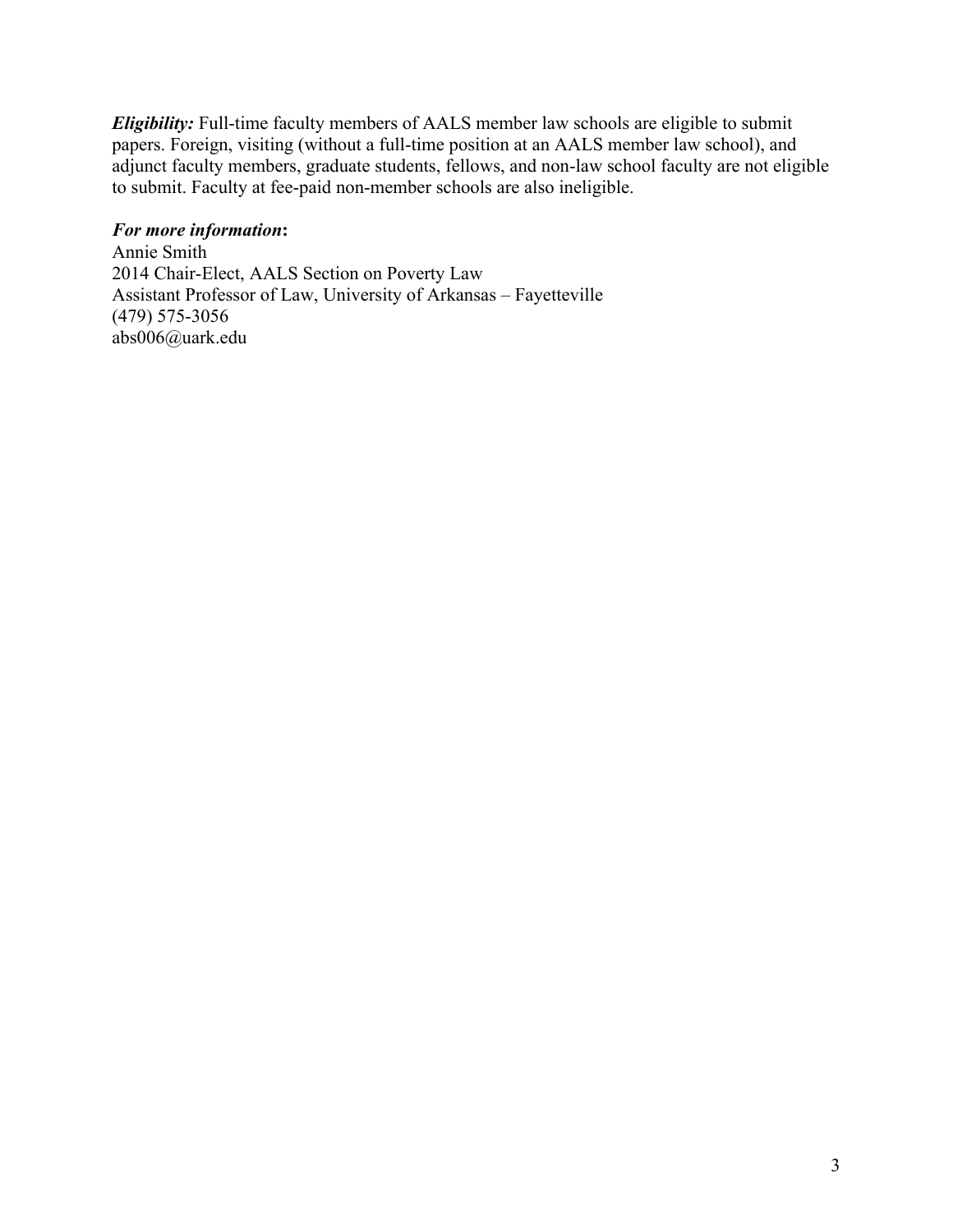***Eligibility:*** Full-time faculty members of AALS member law schools are eligible to submit papers. Foreign, visiting (without a full-time position at an AALS member law school), and adjunct faculty members, graduate students, fellows, and non-law school faculty are not eligible to submit. Faculty at fee-paid non-member schools are also ineligible.

***For more information*:**
Annie Smith
2014 Chair-Elect, AALS Section on Poverty Law
Assistant Professor of Law, University of Arkansas – Fayetteville
(479) 575-3056
abs006@uark.edu